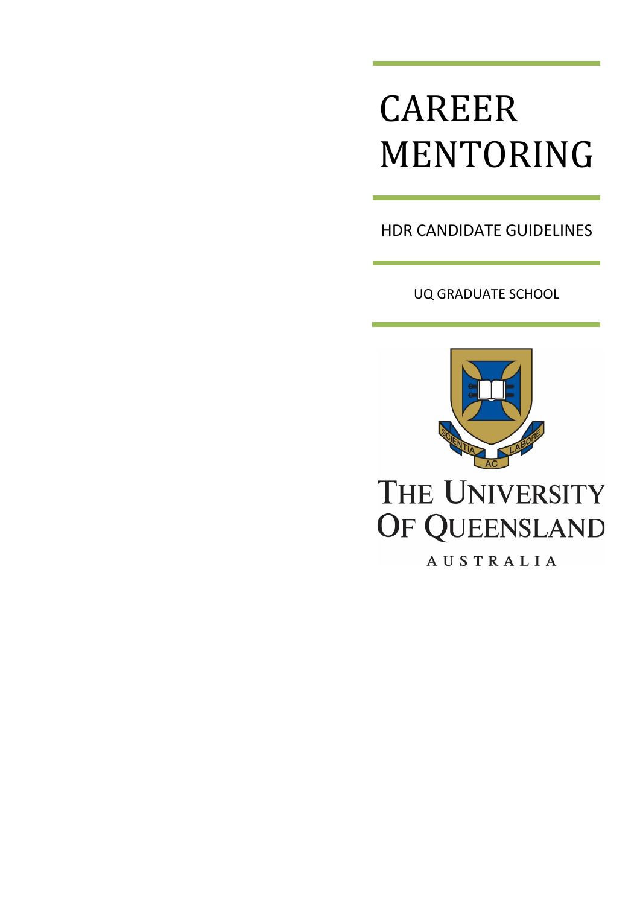# CAREER MENTORING

HDR CANDIDATE GUIDELINES

UQ GRADUATE SCHOOL

SCIENTIA AC LABORE

THE UNIVERSITY OF QUEENSLAND

AUSTRALIA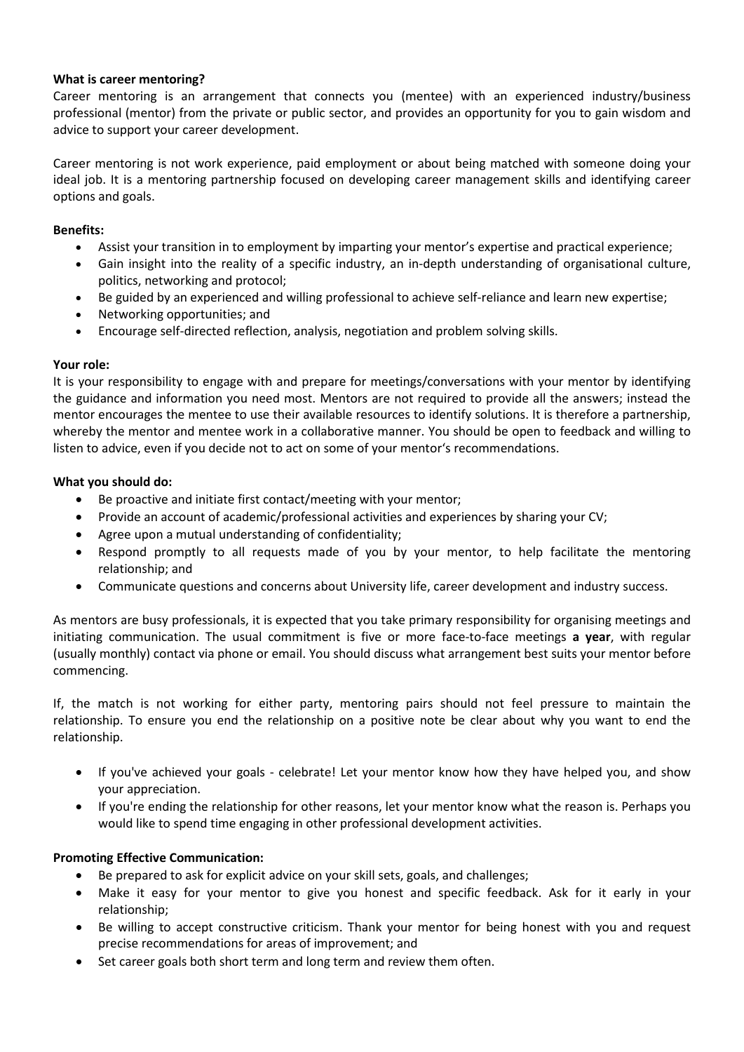**What is career mentoring?**

Career mentoring is an arrangement that connects you (mentee) with an experienced industry/business professional (mentor) from the private or public sector, and provides an opportunity for you to gain wisdom and advice to support your career development.

Career mentoring is not work experience, paid employment or about being matched with someone doing your ideal job. It is a mentoring partnership focused on developing career management skills and identifying career options and goals.

**Benefits:**

- Assist your transition in to employment by imparting your mentor's expertise and practical experience;
- Gain insight into the reality of a specific industry, an in-depth understanding of organisational culture, politics, networking and protocol;
- Be guided by an experienced and willing professional to achieve self-reliance and learn new expertise;
- Networking opportunities; and
- Encourage self-directed reflection, analysis, negotiation and problem solving skills.

**Your role:**

It is your responsibility to engage with and prepare for meetings/conversations with your mentor by identifying the guidance and information you need most. Mentors are not required to provide all the answers; instead the mentor encourages the mentee to use their available resources to identify solutions. It is therefore a partnership, whereby the mentor and mentee work in a collaborative manner. You should be open to feedback and willing to listen to advice, even if you decide not to act on some of your mentor's recommendations.

**What you should do:**

- Be proactive and initiate first contact/meeting with your mentor;
- Provide an account of academic/professional activities and experiences by sharing your CV;
- Agree upon a mutual understanding of confidentiality;
- Respond promptly to all requests made of you by your mentor, to help facilitate the mentoring relationship; and
- Communicate questions and concerns about University life, career development and industry success.

As mentors are busy professionals, it is expected that you take primary responsibility for organising meetings and initiating communication. The usual commitment is five or more face-to-face meetings **a year**, with regular (usually monthly) contact via phone or email. You should discuss what arrangement best suits your mentor before commencing.

If, the match is not working for either party, mentoring pairs should not feel pressure to maintain the relationship. To ensure you end the relationship on a positive note be clear about why you want to end the relationship.

- If you've achieved your goals - celebrate! Let your mentor know how they have helped you, and show your appreciation.
- If you're ending the relationship for other reasons, let your mentor know what the reason is. Perhaps you would like to spend time engaging in other professional development activities.

**Promoting Effective Communication:**

- Be prepared to ask for explicit advice on your skill sets, goals, and challenges;
- Make it easy for your mentor to give you honest and specific feedback. Ask for it early in your relationship;
- Be willing to accept constructive criticism. Thank your mentor for being honest with you and request precise recommendations for areas of improvement; and
- Set career goals both short term and long term and review them often.